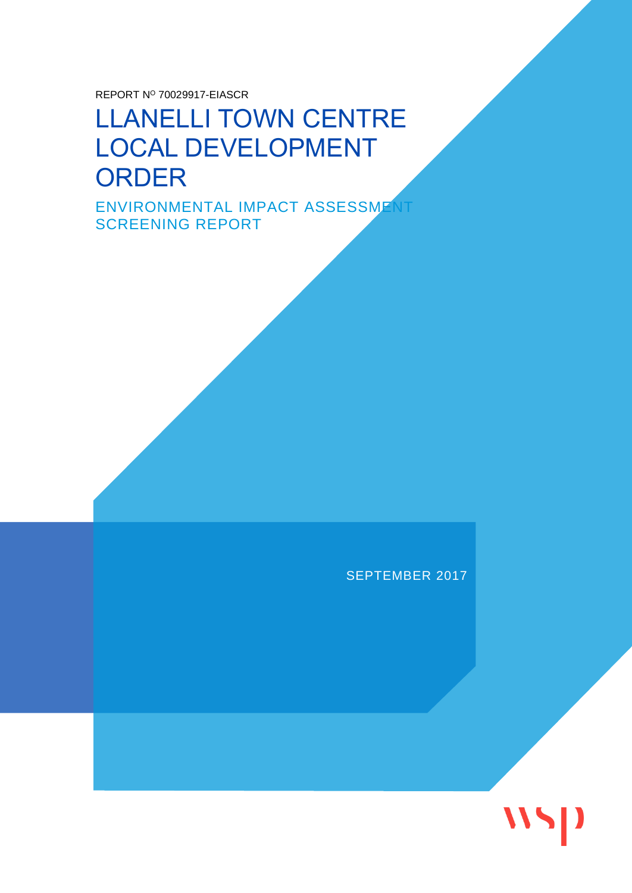REPORT Nº 70029917-EIASCR

# LLANELLI TOWN CENTRE LOCAL DEVELOPMENT ORDER

## ENVIRONMENTAL IMPACT ASSESSMENT SCREENING REPORT

SEPTEMBER 2017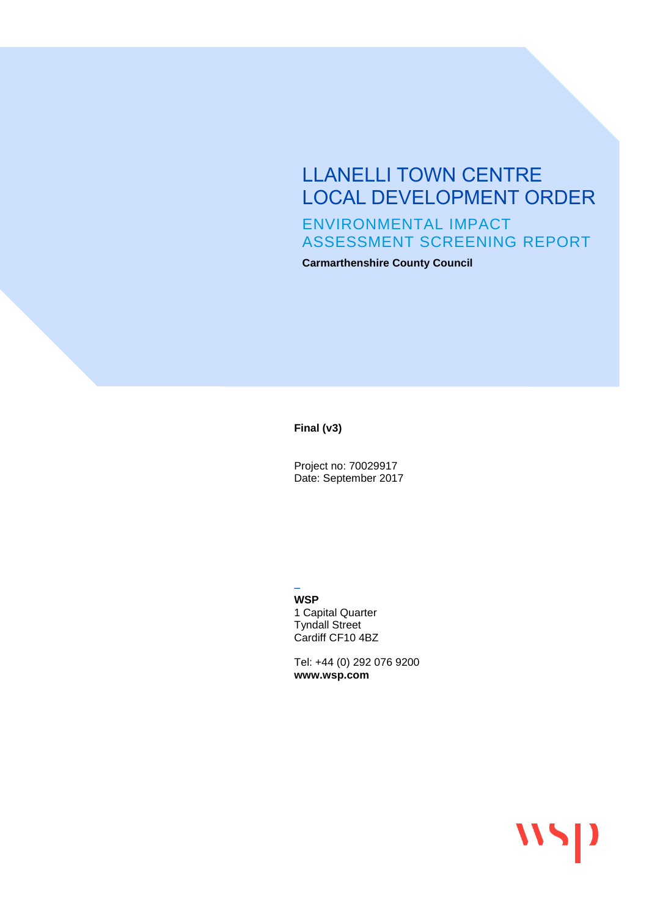# LLANELLI TOWN CENTRE LOCAL DEVELOPMENT ORDER

## ENVIRONMENTAL IMPACT ASSESSMENT SCREENING REPORT

**Carmarthenshire County Council**

**Final (v3)**

Project no: 70029917
Date: September 2017

**WSP**
1 Capital Quarter
Tyndall Street
Cardiff CF10 4BZ

Tel: +44 (0) 292 076 9200
**www.wsp.com**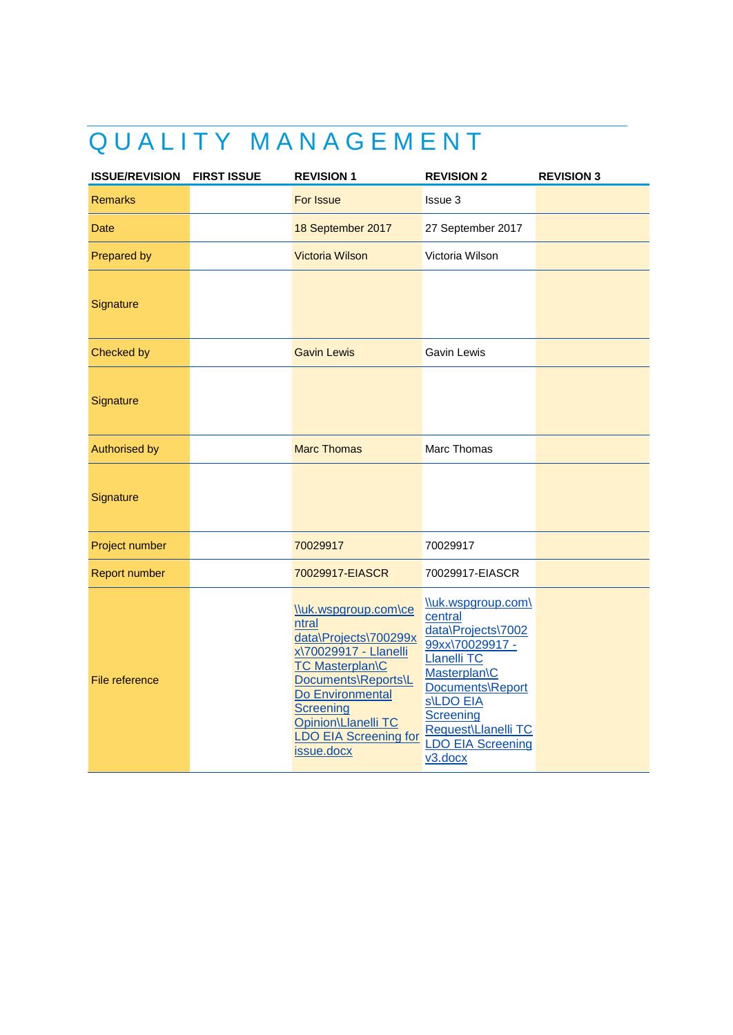# QUALITY MANAGEMENT

| ISSUE/REVISION | FIRST ISSUE | REVISION 1 | REVISION 2 | REVISION 3 |
|---|---|---|---|---|
| Remarks | | For Issue | Issue 3 | |
| Date | | 18 September 2017 | 27 September 2017 | |
| Prepared by | | Victoria Wilson | Victoria Wilson | |
| Signature | | | | |
| Checked by | | Gavin Lewis | Gavin Lewis | |
| Signature | | | | |
| Authorised by | | Marc Thomas | Marc Thomas | |
| Signature | | | | |
| Project number | | 70029917 | 70029917 | |
| Report number | | 70029917-EIASCR | 70029917-EIASCR | |
| File reference | | \\uk.wspgroup.com\central data\Projects\700299xx\70029917 - Llanelli TC Masterplan\C Documents\Reports\LDo Environmental Screening Opinion\Llanelli TC LDO EIA Screening for issue.docx | \\uk.wspgroup.com\central data\Projects\700299xx\70029917 - Llanelli TC Masterplan\C Documents\Reports\LDO EIA Screening Request\Llanelli TC LDO EIA Screening v3.docx | |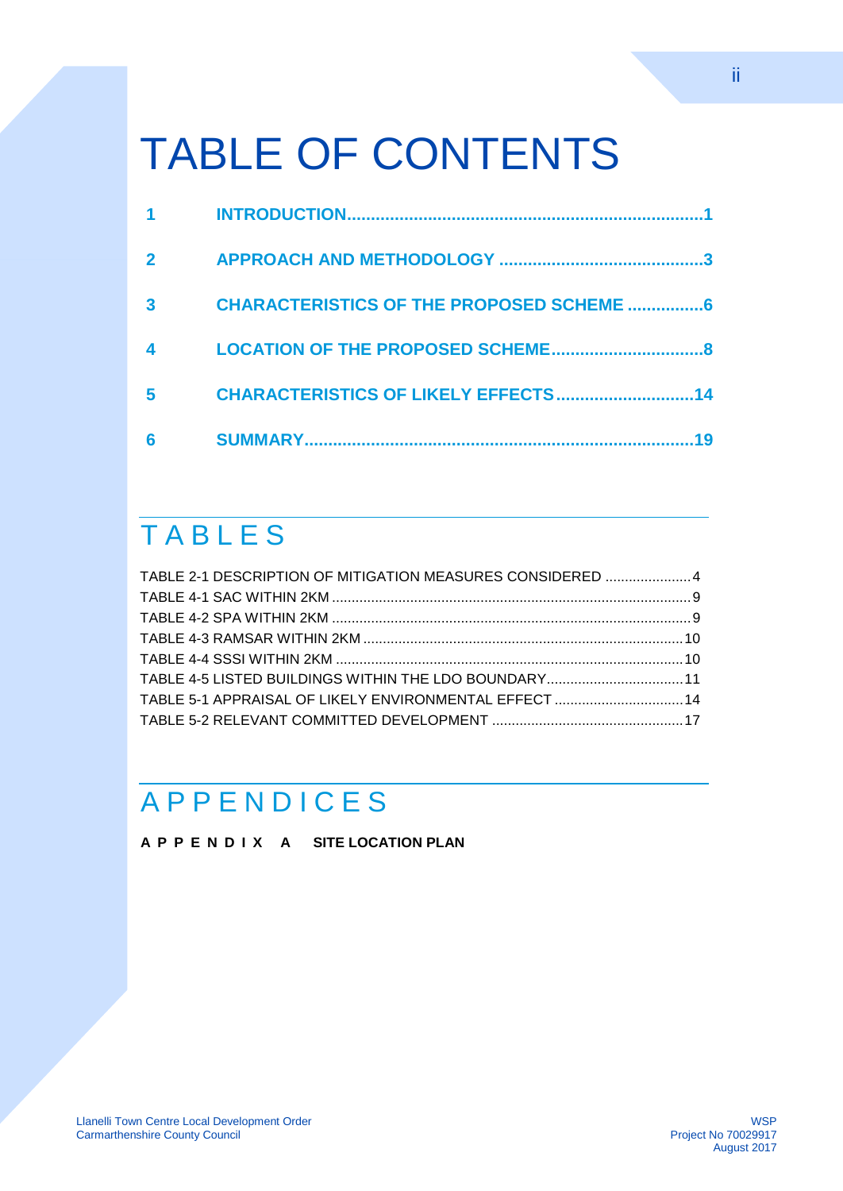# TABLE OF CONTENTS

| | | |
|---|---|---|
| 1 | INTRODUCTION | 1 |
| 2 | APPROACH AND METHODOLOGY | 3 |
| 3 | CHARACTERISTICS OF THE PROPOSED SCHEME | 6 |
| 4 | LOCATION OF THE PROPOSED SCHEME | 8 |
| 5 | CHARACTERISTICS OF LIKELY EFFECTS | 14 |
| 6 | SUMMARY | 19 |

## TABLES

| | |
|---|---|
| TABLE 2-1 DESCRIPTION OF MITIGATION MEASURES CONSIDERED | 4 |
| TABLE 4-1 SAC WITHIN 2KM | 9 |
| TABLE 4-2 SPA WITHIN 2KM | 9 |
| TABLE 4-3 RAMSAR WITHIN 2KM | 10 |
| TABLE 4-4 SSSI WITHIN 2KM | 10 |
| TABLE 4-5 LISTED BUILDINGS WITHIN THE LDO BOUNDARY | 11 |
| TABLE 5-1 APPRAISAL OF LIKELY ENVIRONMENTAL EFFECT | 14 |
| TABLE 5-2 RELEVANT COMMITTED DEVELOPMENT | 17 |

## APPENDICES

**APPENDIX A SITE LOCATION PLAN**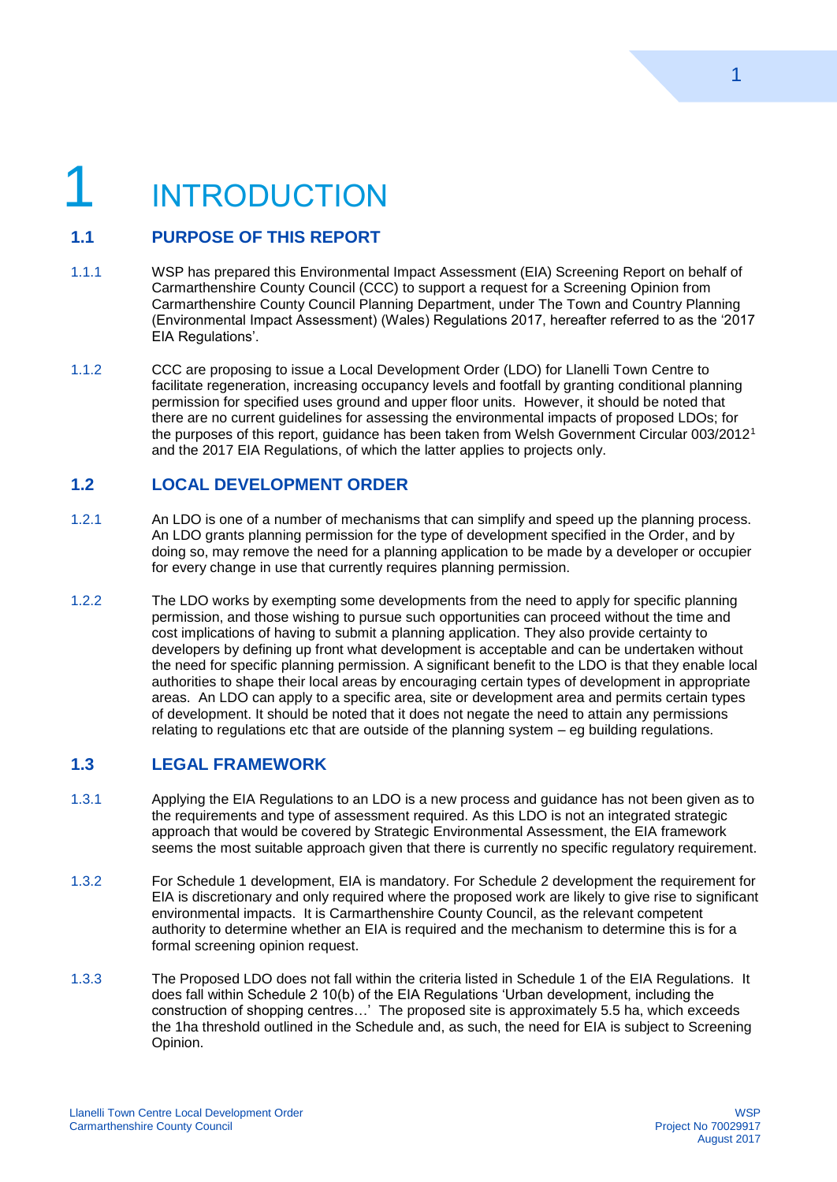# 1 INTRODUCTION

## 1.1 PURPOSE OF THIS REPORT

1.1.1 WSP has prepared this Environmental Impact Assessment (EIA) Screening Report on behalf of Carmarthenshire County Council (CCC) to support a request for a Screening Opinion from Carmarthenshire County Council Planning Department, under The Town and Country Planning (Environmental Impact Assessment) (Wales) Regulations 2017, hereafter referred to as the '2017 EIA Regulations'.

1.1.2 CCC are proposing to issue a Local Development Order (LDO) for Llanelli Town Centre to facilitate regeneration, increasing occupancy levels and footfall by granting conditional planning permission for specified uses ground and upper floor units. However, it should be noted that there are no current guidelines for assessing the environmental impacts of proposed LDOs; for the purposes of this report, guidance has been taken from Welsh Government Circular 003/2012[1] and the 2017 EIA Regulations, of which the latter applies to projects only.

## 1.2 LOCAL DEVELOPMENT ORDER

1.2.1 An LDO is one of a number of mechanisms that can simplify and speed up the planning process. An LDO grants planning permission for the type of development specified in the Order, and by doing so, may remove the need for a planning application to be made by a developer or occupier for every change in use that currently requires planning permission.

1.2.2 The LDO works by exempting some developments from the need to apply for specific planning permission, and those wishing to pursue such opportunities can proceed without the time and cost implications of having to submit a planning application. They also provide certainty to developers by defining up front what development is acceptable and can be undertaken without the need for specific planning permission. A significant benefit to the LDO is that they enable local authorities to shape their local areas by encouraging certain types of development in appropriate areas. An LDO can apply to a specific area, site or development area and permits certain types of development. It should be noted that it does not negate the need to attain any permissions relating to regulations etc that are outside of the planning system – eg building regulations.

## 1.3 LEGAL FRAMEWORK

1.3.1 Applying the EIA Regulations to an LDO is a new process and guidance has not been given as to the requirements and type of assessment required. As this LDO is not an integrated strategic approach that would be covered by Strategic Environmental Assessment, the EIA framework seems the most suitable approach given that there is currently no specific regulatory requirement.

1.3.2 For Schedule 1 development, EIA is mandatory. For Schedule 2 development the requirement for EIA is discretionary and only required where the proposed work are likely to give rise to significant environmental impacts. It is Carmarthenshire County Council, as the relevant competent authority to determine whether an EIA is required and the mechanism to determine this is for a formal screening opinion request.

1.3.3 The Proposed LDO does not fall within the criteria listed in Schedule 1 of the EIA Regulations. It does fall within Schedule 2 10(b) of the EIA Regulations 'Urban development, including the construction of shopping centres…' The proposed site is approximately 5.5 ha, which exceeds the 1ha threshold outlined in the Schedule and, as such, the need for EIA is subject to Screening Opinion.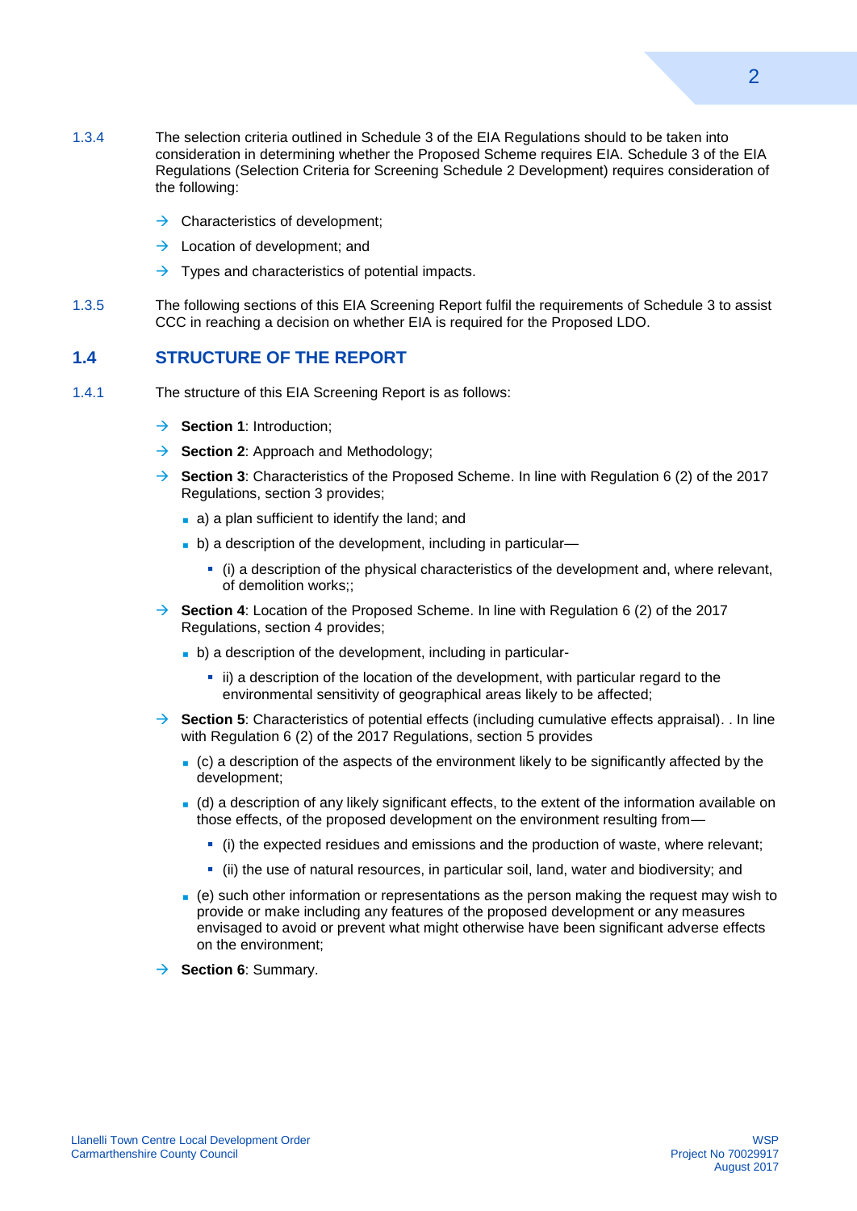1.3.4 The selection criteria outlined in Schedule 3 of the EIA Regulations should to be taken into consideration in determining whether the Proposed Scheme requires EIA. Schedule 3 of the EIA Regulations (Selection Criteria for Screening Schedule 2 Development) requires consideration of the following:

- Characteristics of development;
- Location of development; and
- Types and characteristics of potential impacts.

1.3.5 The following sections of this EIA Screening Report fulfil the requirements of Schedule 3 to assist CCC in reaching a decision on whether EIA is required for the Proposed LDO.

## 1.4 STRUCTURE OF THE REPORT

1.4.1 The structure of this EIA Screening Report is as follows:

- **Section 1**: Introduction;
- **Section 2**: Approach and Methodology;
- **Section 3**: Characteristics of the Proposed Scheme. In line with Regulation 6 (2) of the 2017 Regulations, section 3 provides;
  - a) a plan sufficient to identify the land; and
  - b) a description of the development, including in particular—
    - (i) a description of the physical characteristics of the development and, where relevant, of demolition works;;
- **Section 4**: Location of the Proposed Scheme. In line with Regulation 6 (2) of the 2017 Regulations, section 4 provides;
  - b) a description of the development, including in particular-
    - ii) a description of the location of the development, with particular regard to the environmental sensitivity of geographical areas likely to be affected;
- **Section 5**: Characteristics of potential effects (including cumulative effects appraisal). . In line with Regulation 6 (2) of the 2017 Regulations, section 5 provides
  - (c) a description of the aspects of the environment likely to be significantly affected by the development;
  - (d) a description of any likely significant effects, to the extent of the information available on those effects, of the proposed development on the environment resulting from—
    - (i) the expected residues and emissions and the production of waste, where relevant;
    - (ii) the use of natural resources, in particular soil, land, water and biodiversity; and
  - (e) such other information or representations as the person making the request may wish to provide or make including any features of the proposed development or any measures envisaged to avoid or prevent what might otherwise have been significant adverse effects on the environment;
- **Section 6**: Summary.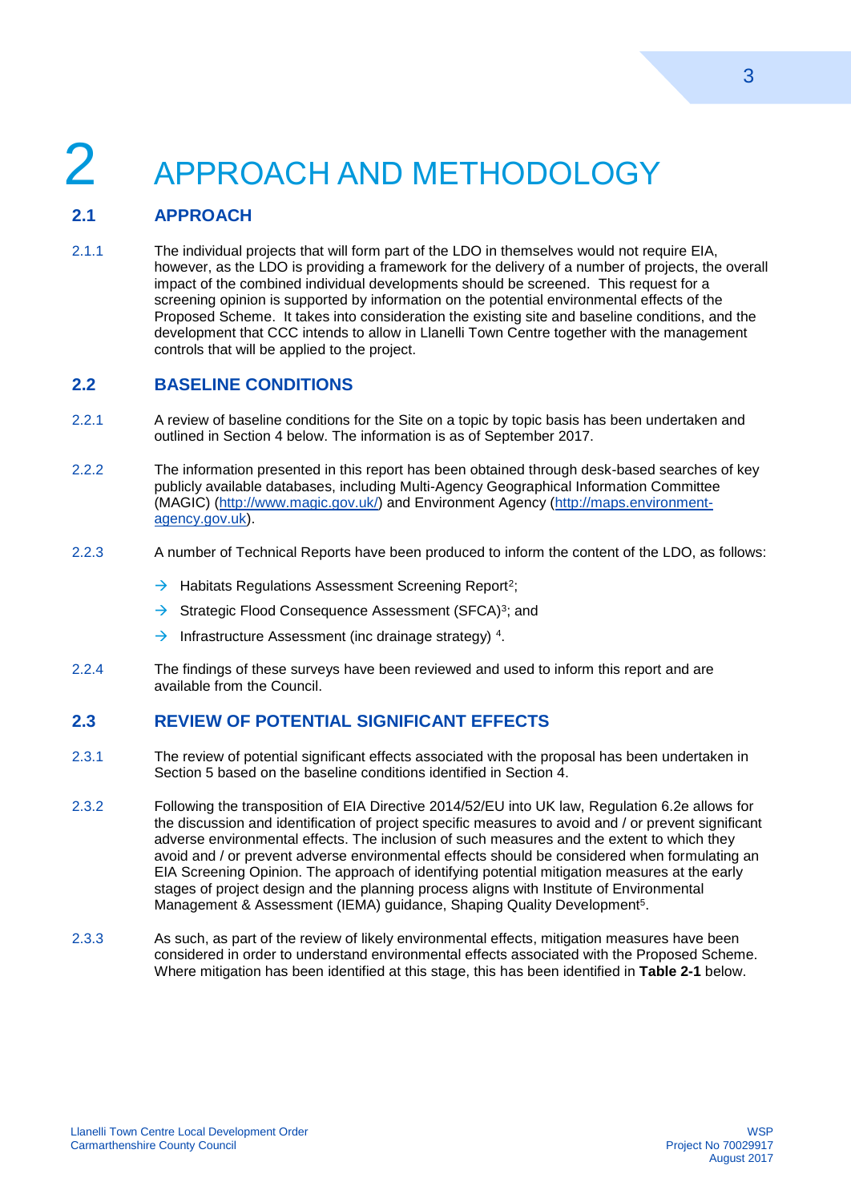# 2 APPROACH AND METHODOLOGY

## 2.1 APPROACH

2.1.1 The individual projects that will form part of the LDO in themselves would not require EIA, however, as the LDO is providing a framework for the delivery of a number of projects, the overall impact of the combined individual developments should be screened. This request for a screening opinion is supported by information on the potential environmental effects of the Proposed Scheme. It takes into consideration the existing site and baseline conditions, and the development that CCC intends to allow in Llanelli Town Centre together with the management controls that will be applied to the project.

## 2.2 BASELINE CONDITIONS

2.2.1 A review of baseline conditions for the Site on a topic by topic basis has been undertaken and outlined in Section 4 below. The information is as of September 2017.

2.2.2 The information presented in this report has been obtained through desk-based searches of key publicly available databases, including Multi-Agency Geographical Information Committee (MAGIC) (http://www.magic.gov.uk/) and Environment Agency (http://maps.environment-agency.gov.uk).

2.2.3 A number of Technical Reports have been produced to inform the content of the LDO, as follows:

- Habitats Regulations Assessment Screening Report[2];
- Strategic Flood Consequence Assessment (SFCA)[3]; and
- Infrastructure Assessment (inc drainage strategy) [4].

2.2.4 The findings of these surveys have been reviewed and used to inform this report and are available from the Council.

## 2.3 REVIEW OF POTENTIAL SIGNIFICANT EFFECTS

2.3.1 The review of potential significant effects associated with the proposal has been undertaken in Section 5 based on the baseline conditions identified in Section 4.

2.3.2 Following the transposition of EIA Directive 2014/52/EU into UK law, Regulation 6.2e allows for the discussion and identification of project specific measures to avoid and / or prevent significant adverse environmental effects. The inclusion of such measures and the extent to which they avoid and / or prevent adverse environmental effects should be considered when formulating an EIA Screening Opinion. The approach of identifying potential mitigation measures at the early stages of project design and the planning process aligns with Institute of Environmental Management & Assessment (IEMA) guidance, Shaping Quality Development[5].

2.3.3 As such, as part of the review of likely environmental effects, mitigation measures have been considered in order to understand environmental effects associated with the Proposed Scheme. Where mitigation has been identified at this stage, this has been identified in **Table 2-1** below.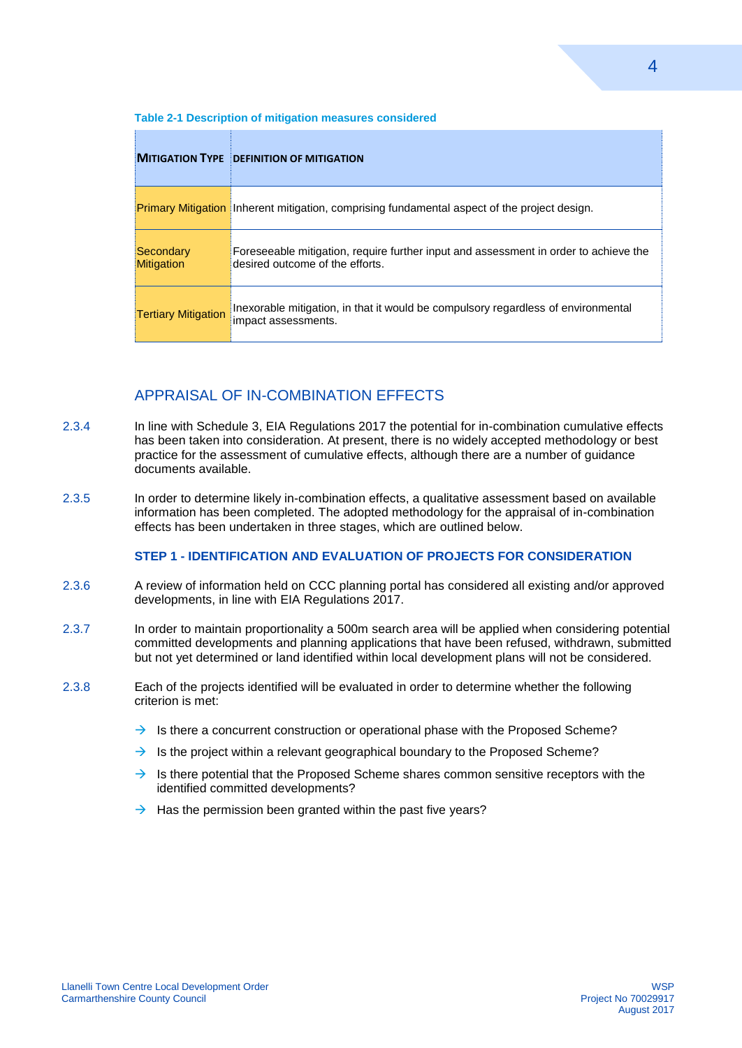**Table 2-1 Description of mitigation measures considered**

| MITIGATION TYPE | DEFINITION OF MITIGATION |
| --- | --- |
| Primary Mitigation | Inherent mitigation, comprising fundamental aspect of the project design. |
| Secondary Mitigation | Foreseeable mitigation, require further input and assessment in order to achieve the desired outcome of the efforts. |
| Tertiary Mitigation | Inexorable mitigation, in that it would be compulsory regardless of environmental impact assessments. |

## APPRAISAL OF IN-COMBINATION EFFECTS

2.3.4 In line with Schedule 3, EIA Regulations 2017 the potential for in-combination cumulative effects has been taken into consideration. At present, there is no widely accepted methodology or best practice for the assessment of cumulative effects, although there are a number of guidance documents available.

2.3.5 In order to determine likely in-combination effects, a qualitative assessment based on available information has been completed. The adopted methodology for the appraisal of in-combination effects has been undertaken in three stages, which are outlined below.

### STEP 1 - IDENTIFICATION AND EVALUATION OF PROJECTS FOR CONSIDERATION

2.3.6 A review of information held on CCC planning portal has considered all existing and/or approved developments, in line with EIA Regulations 2017.

2.3.7 In order to maintain proportionality a 500m search area will be applied when considering potential committed developments and planning applications that have been refused, withdrawn, submitted but not yet determined or land identified within local development plans will not be considered.

2.3.8 Each of the projects identified will be evaluated in order to determine whether the following criterion is met:

- Is there a concurrent construction or operational phase with the Proposed Scheme?
- Is the project within a relevant geographical boundary to the Proposed Scheme?
- Is there potential that the Proposed Scheme shares common sensitive receptors with the identified committed developments?
- Has the permission been granted within the past five years?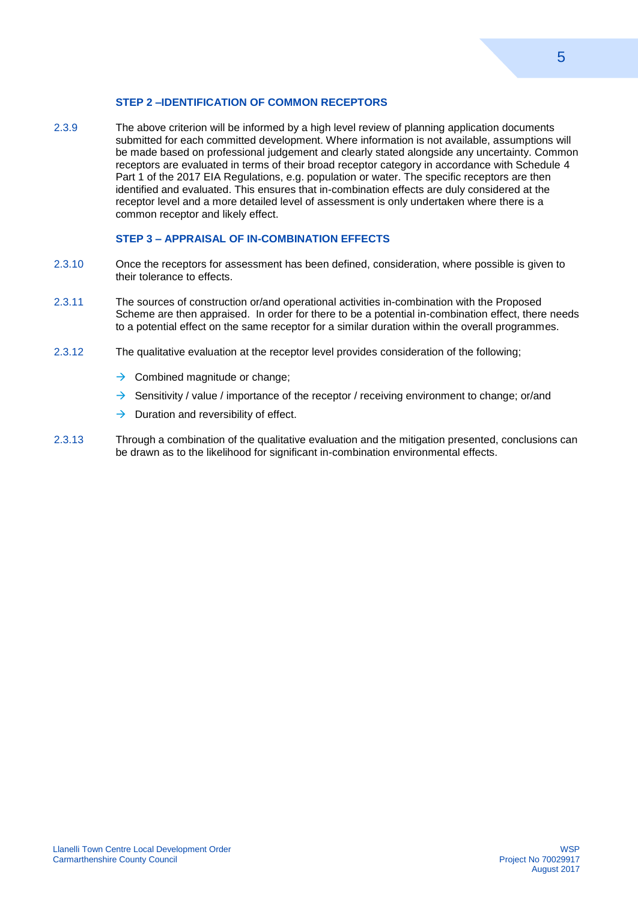### STEP 2 –IDENTIFICATION OF COMMON RECEPTORS

2.3.9 The above criterion will be informed by a high level review of planning application documents submitted for each committed development. Where information is not available, assumptions will be made based on professional judgement and clearly stated alongside any uncertainty. Common receptors are evaluated in terms of their broad receptor category in accordance with Schedule 4 Part 1 of the 2017 EIA Regulations, e.g. population or water. The specific receptors are then identified and evaluated. This ensures that in-combination effects are duly considered at the receptor level and a more detailed level of assessment is only undertaken where there is a common receptor and likely effect.

### STEP 3 – APPRAISAL OF IN-COMBINATION EFFECTS

2.3.10 Once the receptors for assessment has been defined, consideration, where possible is given to their tolerance to effects.

2.3.11 The sources of construction or/and operational activities in-combination with the Proposed Scheme are then appraised. In order for there to be a potential in-combination effect, there needs to a potential effect on the same receptor for a similar duration within the overall programmes.

2.3.12 The qualitative evaluation at the receptor level provides consideration of the following;

- Combined magnitude or change;
- Sensitivity / value / importance of the receptor / receiving environment to change; or/and
- Duration and reversibility of effect.

2.3.13 Through a combination of the qualitative evaluation and the mitigation presented, conclusions can be drawn as to the likelihood for significant in-combination environmental effects.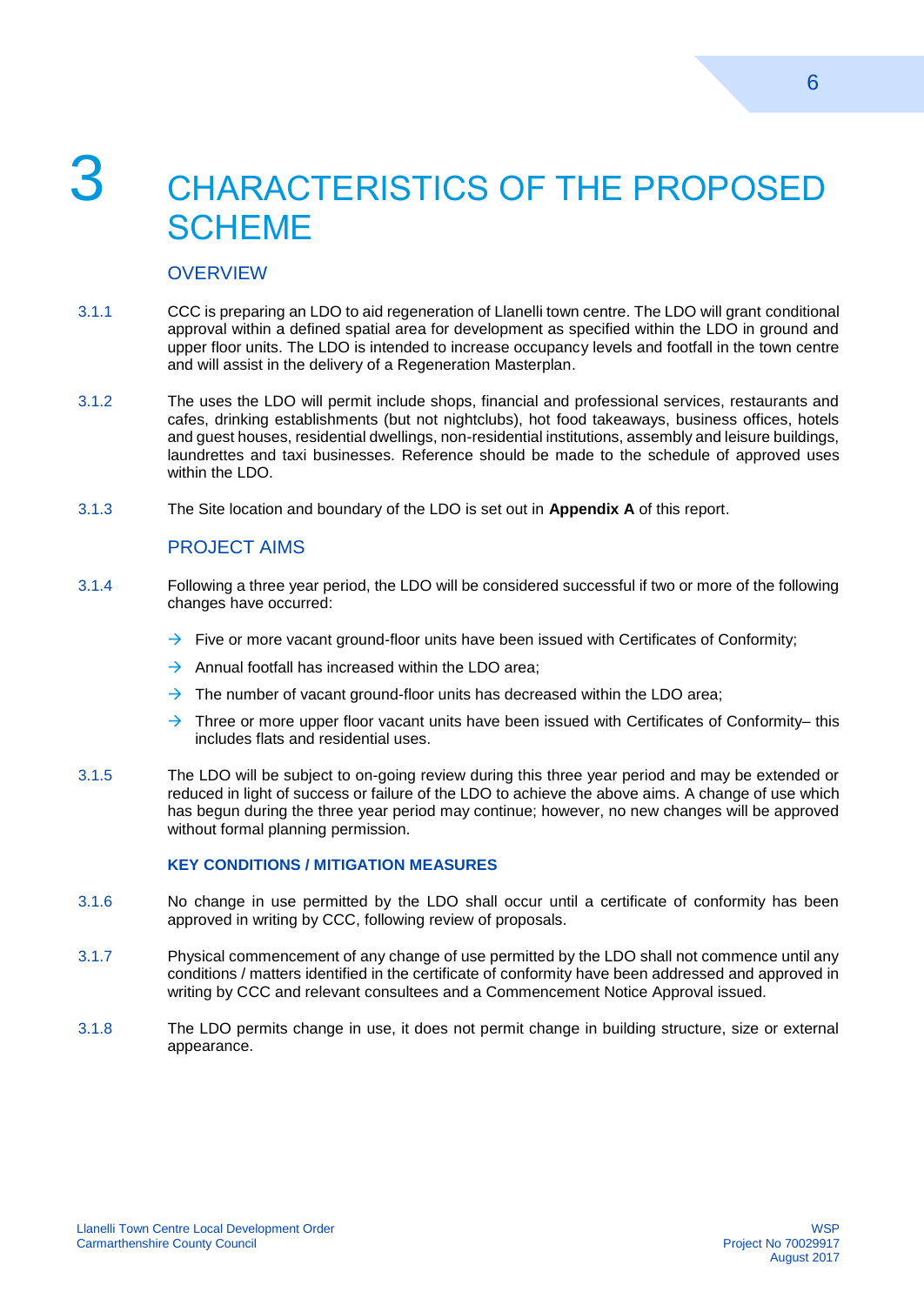# 3 CHARACTERISTICS OF THE PROPOSED SCHEME

## OVERVIEW

3.1.1 CCC is preparing an LDO to aid regeneration of Llanelli town centre. The LDO will grant conditional approval within a defined spatial area for development as specified within the LDO in ground and upper floor units. The LDO is intended to increase occupancy levels and footfall in the town centre and will assist in the delivery of a Regeneration Masterplan.

3.1.2 The uses the LDO will permit include shops, financial and professional services, restaurants and cafes, drinking establishments (but not nightclubs), hot food takeaways, business offices, hotels and guest houses, residential dwellings, non-residential institutions, assembly and leisure buildings, laundrettes and taxi businesses. Reference should be made to the schedule of approved uses within the LDO.

3.1.3 The Site location and boundary of the LDO is set out in **Appendix A** of this report.

## PROJECT AIMS

3.1.4 Following a three year period, the LDO will be considered successful if two or more of the following changes have occurred:

- Five or more vacant ground-floor units have been issued with Certificates of Conformity;
- Annual footfall has increased within the LDO area;
- The number of vacant ground-floor units has decreased within the LDO area;
- Three or more upper floor vacant units have been issued with Certificates of Conformity– this includes flats and residential uses.

3.1.5 The LDO will be subject to on-going review during this three year period and may be extended or reduced in light of success or failure of the LDO to achieve the above aims. A change of use which has begun during the three year period may continue; however, no new changes will be approved without formal planning permission.

### KEY CONDITIONS / MITIGATION MEASURES

3.1.6 No change in use permitted by the LDO shall occur until a certificate of conformity has been approved in writing by CCC, following review of proposals.

3.1.7 Physical commencement of any change of use permitted by the LDO shall not commence until any conditions / matters identified in the certificate of conformity have been addressed and approved in writing by CCC and relevant consultees and a Commencement Notice Approval issued.

3.1.8 The LDO permits change in use, it does not permit change in building structure, size or external appearance.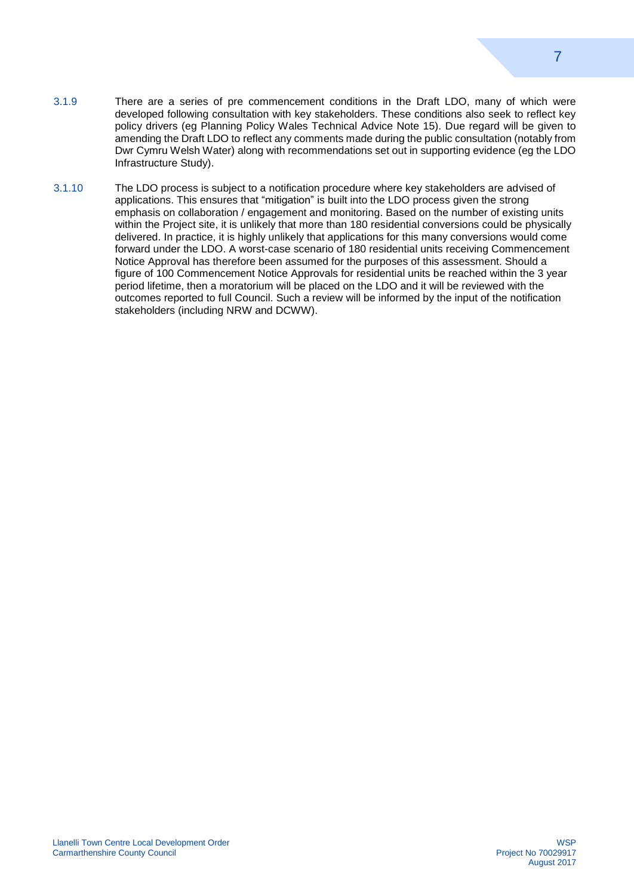3.1.9 There are a series of pre commencement conditions in the Draft LDO, many of which were developed following consultation with key stakeholders. These conditions also seek to reflect key policy drivers (eg Planning Policy Wales Technical Advice Note 15). Due regard will be given to amending the Draft LDO to reflect any comments made during the public consultation (notably from Dwr Cymru Welsh Water) along with recommendations set out in supporting evidence (eg the LDO Infrastructure Study).

3.1.10 The LDO process is subject to a notification procedure where key stakeholders are advised of applications. This ensures that "mitigation" is built into the LDO process given the strong emphasis on collaboration / engagement and monitoring. Based on the number of existing units within the Project site, it is unlikely that more than 180 residential conversions could be physically delivered. In practice, it is highly unlikely that applications for this many conversions would come forward under the LDO. A worst-case scenario of 180 residential units receiving Commencement Notice Approval has therefore been assumed for the purposes of this assessment. Should a figure of 100 Commencement Notice Approvals for residential units be reached within the 3 year period lifetime, then a moratorium will be placed on the LDO and it will be reviewed with the outcomes reported to full Council. Such a review will be informed by the input of the notification stakeholders (including NRW and DCWW).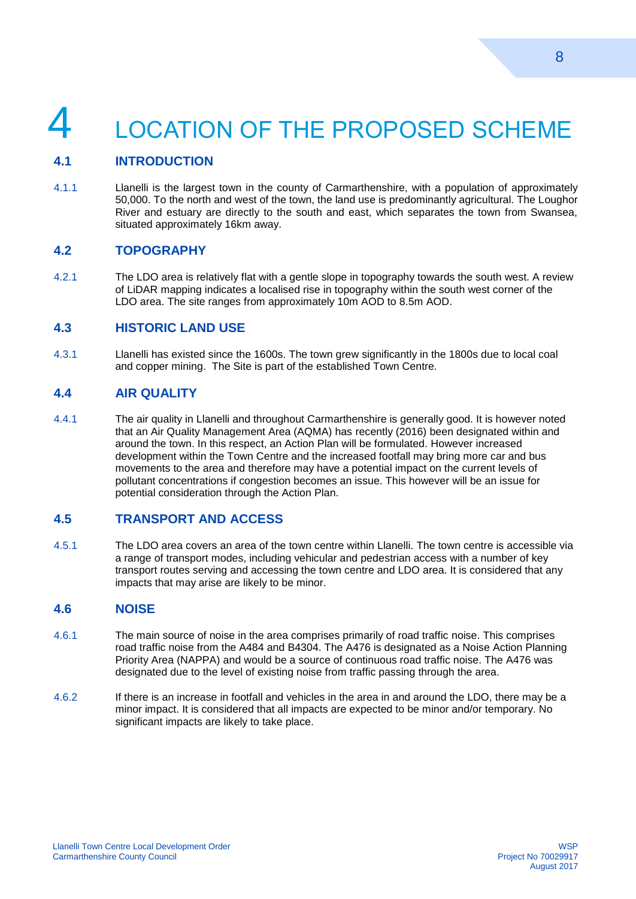# 4 LOCATION OF THE PROPOSED SCHEME

## 4.1 INTRODUCTION

4.1.1 Llanelli is the largest town in the county of Carmarthenshire, with a population of approximately 50,000. To the north and west of the town, the land use is predominantly agricultural. The Loughor River and estuary are directly to the south and east, which separates the town from Swansea, situated approximately 16km away.

## 4.2 TOPOGRAPHY

4.2.1 The LDO area is relatively flat with a gentle slope in topography towards the south west. A review of LiDAR mapping indicates a localised rise in topography within the south west corner of the LDO area. The site ranges from approximately 10m AOD to 8.5m AOD.

## 4.3 HISTORIC LAND USE

4.3.1 Llanelli has existed since the 1600s. The town grew significantly in the 1800s due to local coal and copper mining. The Site is part of the established Town Centre.

## 4.4 AIR QUALITY

4.4.1 The air quality in Llanelli and throughout Carmarthenshire is generally good. It is however noted that an Air Quality Management Area (AQMA) has recently (2016) been designated within and around the town. In this respect, an Action Plan will be formulated. However increased development within the Town Centre and the increased footfall may bring more car and bus movements to the area and therefore may have a potential impact on the current levels of pollutant concentrations if congestion becomes an issue. This however will be an issue for potential consideration through the Action Plan.

## 4.5 TRANSPORT AND ACCESS

4.5.1 The LDO area covers an area of the town centre within Llanelli. The town centre is accessible via a range of transport modes, including vehicular and pedestrian access with a number of key transport routes serving and accessing the town centre and LDO area. It is considered that any impacts that may arise are likely to be minor.

## 4.6 NOISE

4.6.1 The main source of noise in the area comprises primarily of road traffic noise. This comprises road traffic noise from the A484 and B4304. The A476 is designated as a Noise Action Planning Priority Area (NAPPA) and would be a source of continuous road traffic noise. The A476 was designated due to the level of existing noise from traffic passing through the area.

4.6.2 If there is an increase in footfall and vehicles in the area in and around the LDO, there may be a minor impact. It is considered that all impacts are expected to be minor and/or temporary. No significant impacts are likely to take place.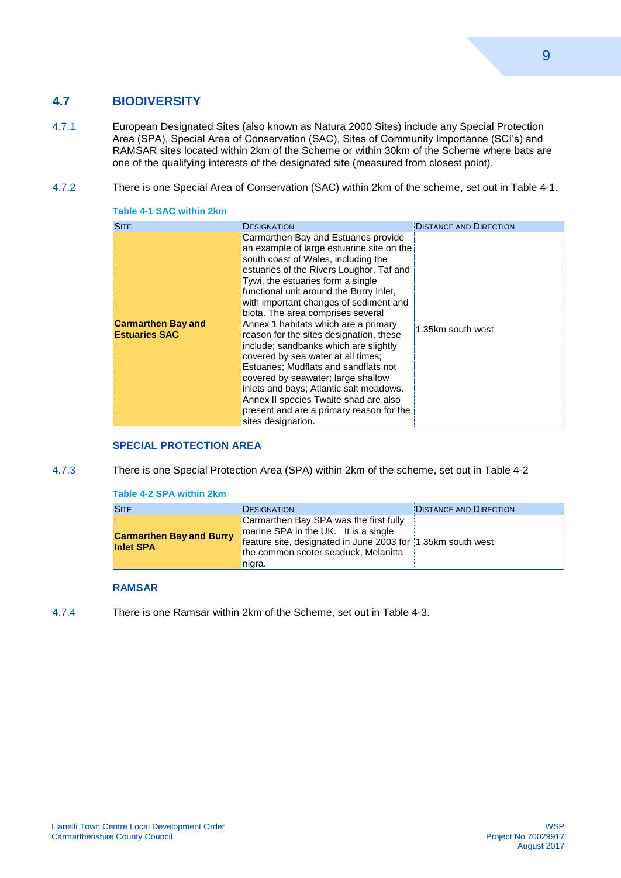## 4.7 BIODIVERSITY

4.7.1 European Designated Sites (also known as Natura 2000 Sites) include any Special Protection Area (SPA), Special Area of Conservation (SAC), Sites of Community Importance (SCI's) and RAMSAR sites located within 2km of the Scheme or within 30km of the Scheme where bats are one of the qualifying interests of the designated site (measured from closest point).

4.7.2 There is one Special Area of Conservation (SAC) within 2km of the scheme, set out in Table 4-1.

**Table 4-1 SAC within 2km**

| Site | Designation | Distance and Direction |
|---|---|---|
| **Carmarthen Bay and Estuaries SAC** | Carmarthen Bay and Estuaries provide an example of large estuarine site on the south coast of Wales, including the estuaries of the Rivers Loughor, Taf and Tywi, the estuaries form a single functional unit around the Burry Inlet, with important changes of sediment and biota. The area comprises several Annex 1 habitats which are a primary reason for the sites designation, these include; sandbanks which are slightly covered by sea water at all times; Estuaries; Mudflats and sandflats not covered by seawater; large shallow inlets and bays; Atlantic salt meadows. Annex II species Twaite shad are also present and are a primary reason for the sites designation. | 1.35km south west |

### SPECIAL PROTECTION AREA

4.7.3 There is one Special Protection Area (SPA) within 2km of the scheme, set out in Table 4-2

**Table 4-2 SPA within 2km**

| Site | Designation | Distance and Direction |
|---|---|---|
| **Carmarthen Bay and Burry Inlet SPA** | Carmarthen Bay SPA was the first fully marine SPA in the UK. It is a single feature site, designated in June 2003 for the common scoter seaduck, Melanitta nigra. | 1.35km south west |

### RAMSAR

4.7.4 There is one Ramsar within 2km of the Scheme, set out in Table 4-3.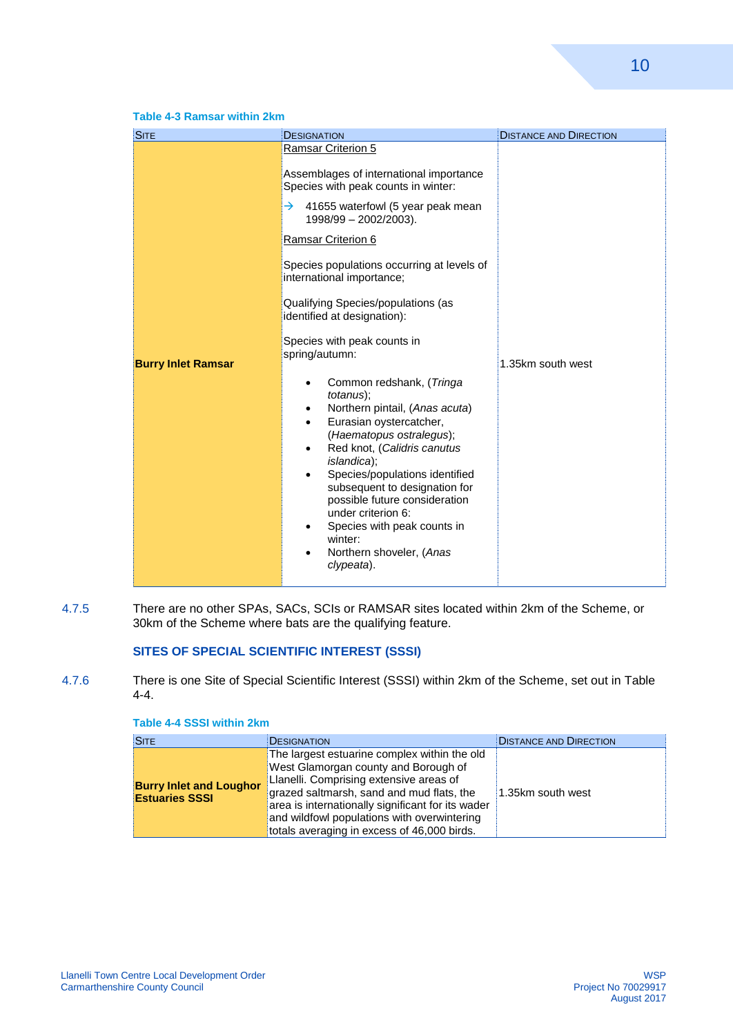**Table 4-3 Ramsar within 2km**

| Site | Designation | Distance and Direction |
|---|---|---|
| **Burry Inlet Ramsar** | Ramsar Criterion 5<br><br>Assemblages of international importance Species with peak counts in winter:<br><br>→ 41655 waterfowl (5 year peak mean 1998/99 – 2002/2003).<br><br>Ramsar Criterion 6<br><br>Species populations occurring at levels of international importance;<br><br>Qualifying Species/populations (as identified at designation):<br><br>Species with peak counts in spring/autumn:<br><br>• Common redshank, (*Tringa totanus*);<br>• Northern pintail, (*Anas acuta*)<br>• Eurasian oystercatcher, (*Haematopus ostralegus*);<br>• Red knot, (*Calidris canutus islandica*);<br>• Species/populations identified subsequent to designation for possible future consideration under criterion 6:<br>• Species with peak counts in winter:<br>• Northern shoveler, (*Anas clypeata*). | 1.35km south west |

4.7.5 There are no other SPAs, SACs, SCIs or RAMSAR sites located within 2km of the Scheme, or 30km of the Scheme where bats are the qualifying feature.

### SITES OF SPECIAL SCIENTIFIC INTEREST (SSSI)

4.7.6 There is one Site of Special Scientific Interest (SSSI) within 2km of the Scheme, set out in Table 4-4.

**Table 4-4 SSSI within 2km**

| Site | Designation | Distance and Direction |
|---|---|---|
| **Burry Inlet and Loughor Estuaries SSSI** | The largest estuarine complex within the old West Glamorgan county and Borough of Llanelli. Comprising extensive areas of grazed saltmarsh, sand and mud flats, the area is internationally significant for its wader and wildfowl populations with overwintering totals averaging in excess of 46,000 birds. | 1.35km south west |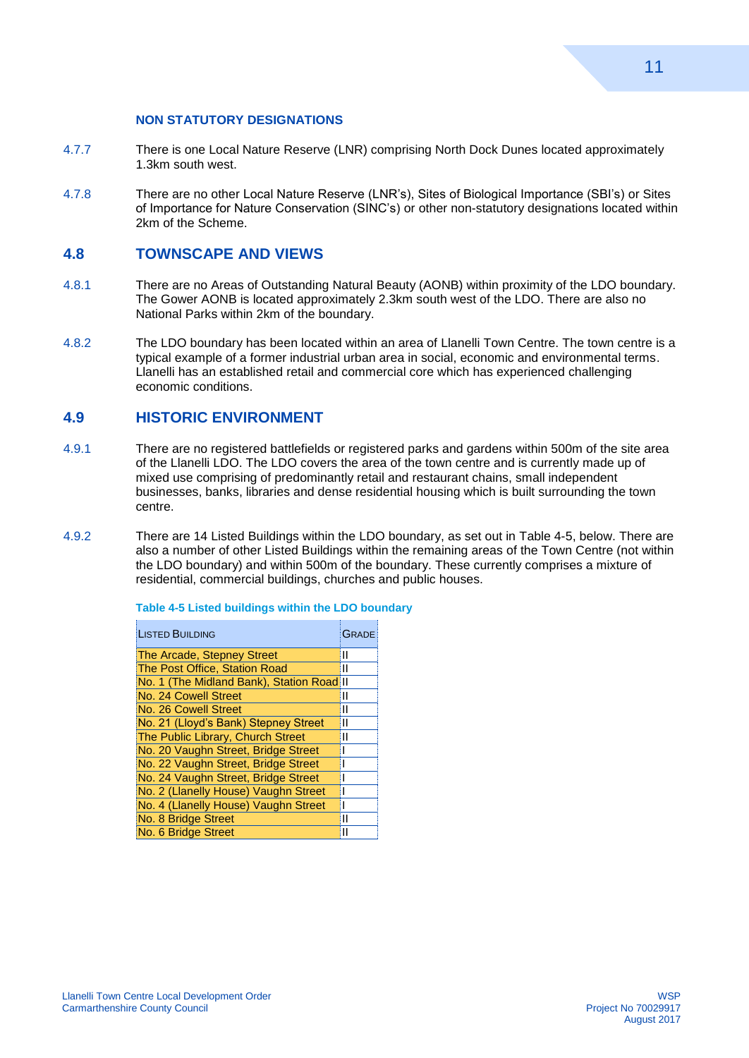### NON STATUTORY DESIGNATIONS

4.7.7 There is one Local Nature Reserve (LNR) comprising North Dock Dunes located approximately 1.3km south west.

4.7.8 There are no other Local Nature Reserve (LNR's), Sites of Biological Importance (SBI's) or Sites of Importance for Nature Conservation (SINC's) or other non-statutory designations located within 2km of the Scheme.

## 4.8 TOWNSCAPE AND VIEWS

4.8.1 There are no Areas of Outstanding Natural Beauty (AONB) within proximity of the LDO boundary. The Gower AONB is located approximately 2.3km south west of the LDO. There are also no National Parks within 2km of the boundary.

4.8.2 The LDO boundary has been located within an area of Llanelli Town Centre. The town centre is a typical example of a former industrial urban area in social, economic and environmental terms. Llanelli has an established retail and commercial core which has experienced challenging economic conditions.

## 4.9 HISTORIC ENVIRONMENT

4.9.1 There are no registered battlefields or registered parks and gardens within 500m of the site area of the Llanelli LDO. The LDO covers the area of the town centre and is currently made up of mixed use comprising of predominantly retail and restaurant chains, small independent businesses, banks, libraries and dense residential housing which is built surrounding the town centre.

4.9.2 There are 14 Listed Buildings within the LDO boundary, as set out in Table 4-5, below. There are also a number of other Listed Buildings within the remaining areas of the Town Centre (not within the LDO boundary) and within 500m of the boundary. These currently comprises a mixture of residential, commercial buildings, churches and public houses.

**Table 4-5 Listed buildings within the LDO boundary**

| Listed Building | Grade |
| --- | --- |
| The Arcade, Stepney Street | II |
| The Post Office, Station Road | II |
| No. 1 (The Midland Bank), Station Road | II |
| No. 24 Cowell Street | II |
| No. 26 Cowell Street | II |
| No. 21 (Lloyd's Bank) Stepney Street | II |
| The Public Library, Church Street | II |
| No. 20 Vaughn Street, Bridge Street | I |
| No. 22 Vaughn Street, Bridge Street | I |
| No. 24 Vaughn Street, Bridge Street | I |
| No. 2 (Llanelly House) Vaughn Street | I |
| No. 4 (Llanelly House) Vaughn Street | I |
| No. 8 Bridge Street | II |
| No. 6 Bridge Street | II |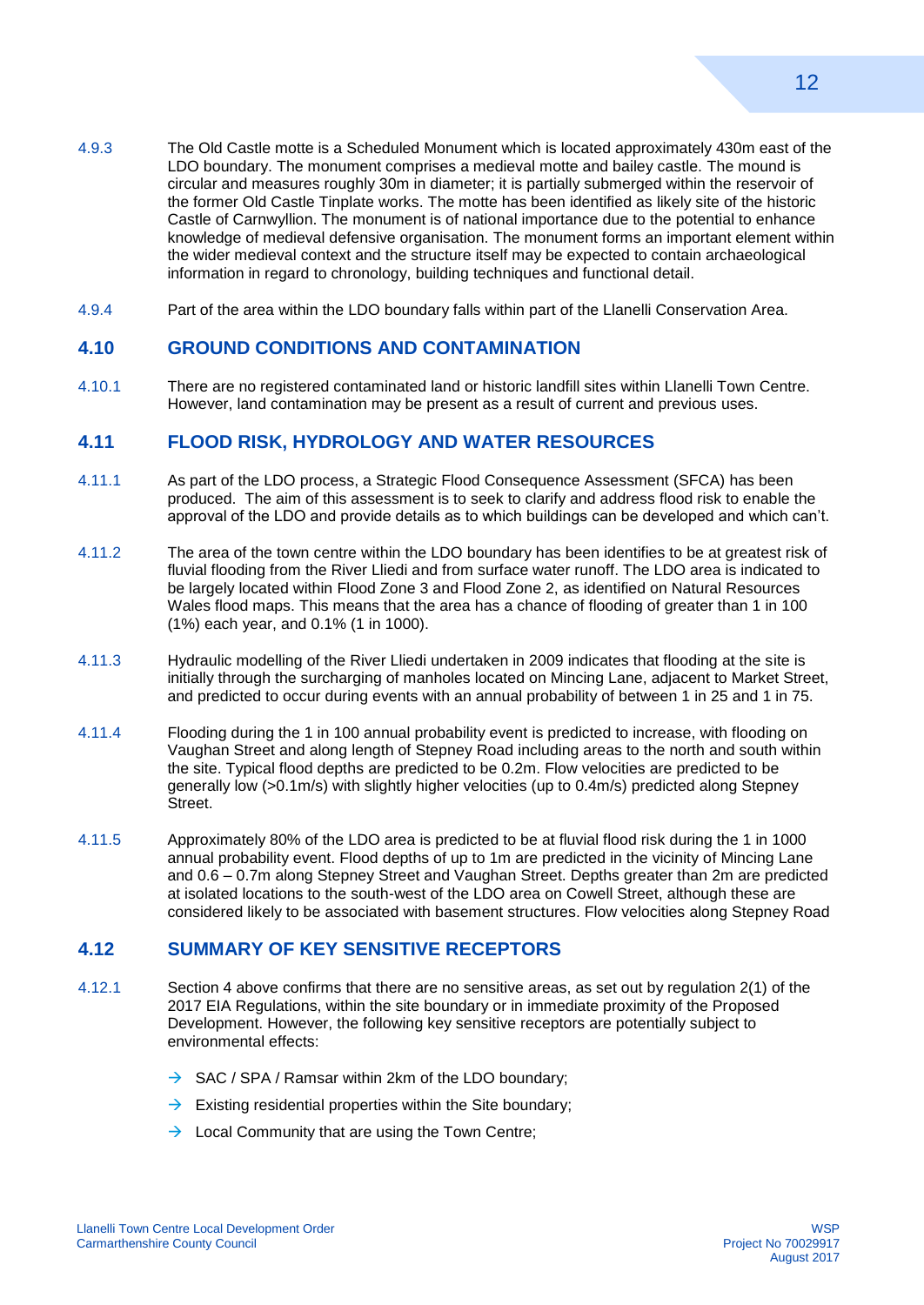4.9.3 The Old Castle motte is a Scheduled Monument which is located approximately 430m east of the LDO boundary. The monument comprises a medieval motte and bailey castle. The mound is circular and measures roughly 30m in diameter; it is partially submerged within the reservoir of the former Old Castle Tinplate works. The motte has been identified as likely site of the historic Castle of Carnwyllion. The monument is of national importance due to the potential to enhance knowledge of medieval defensive organisation. The monument forms an important element within the wider medieval context and the structure itself may be expected to contain archaeological information in regard to chronology, building techniques and functional detail.

4.9.4 Part of the area within the LDO boundary falls within part of the Llanelli Conservation Area.

## 4.10 GROUND CONDITIONS AND CONTAMINATION

4.10.1 There are no registered contaminated land or historic landfill sites within Llanelli Town Centre. However, land contamination may be present as a result of current and previous uses.

## 4.11 FLOOD RISK, HYDROLOGY AND WATER RESOURCES

4.11.1 As part of the LDO process, a Strategic Flood Consequence Assessment (SFCA) has been produced. The aim of this assessment is to seek to clarify and address flood risk to enable the approval of the LDO and provide details as to which buildings can be developed and which can't.

4.11.2 The area of the town centre within the LDO boundary has been identifies to be at greatest risk of fluvial flooding from the River Lliedi and from surface water runoff. The LDO area is indicated to be largely located within Flood Zone 3 and Flood Zone 2, as identified on Natural Resources Wales flood maps. This means that the area has a chance of flooding of greater than 1 in 100 (1%) each year, and 0.1% (1 in 1000).

4.11.3 Hydraulic modelling of the River Lliedi undertaken in 2009 indicates that flooding at the site is initially through the surcharging of manholes located on Mincing Lane, adjacent to Market Street, and predicted to occur during events with an annual probability of between 1 in 25 and 1 in 75.

4.11.4 Flooding during the 1 in 100 annual probability event is predicted to increase, with flooding on Vaughan Street and along length of Stepney Road including areas to the north and south within the site. Typical flood depths are predicted to be 0.2m. Flow velocities are predicted to be generally low (>0.1m/s) with slightly higher velocities (up to 0.4m/s) predicted along Stepney Street.

4.11.5 Approximately 80% of the LDO area is predicted to be at fluvial flood risk during the 1 in 1000 annual probability event. Flood depths of up to 1m are predicted in the vicinity of Mincing Lane and 0.6 – 0.7m along Stepney Street and Vaughan Street. Depths greater than 2m are predicted at isolated locations to the south-west of the LDO area on Cowell Street, although these are considered likely to be associated with basement structures. Flow velocities along Stepney Road

## 4.12 SUMMARY OF KEY SENSITIVE RECEPTORS

4.12.1 Section 4 above confirms that there are no sensitive areas, as set out by regulation 2(1) of the 2017 EIA Regulations, within the site boundary or in immediate proximity of the Proposed Development. However, the following key sensitive receptors are potentially subject to environmental effects:

- SAC / SPA / Ramsar within 2km of the LDO boundary;
- Existing residential properties within the Site boundary;
- Local Community that are using the Town Centre;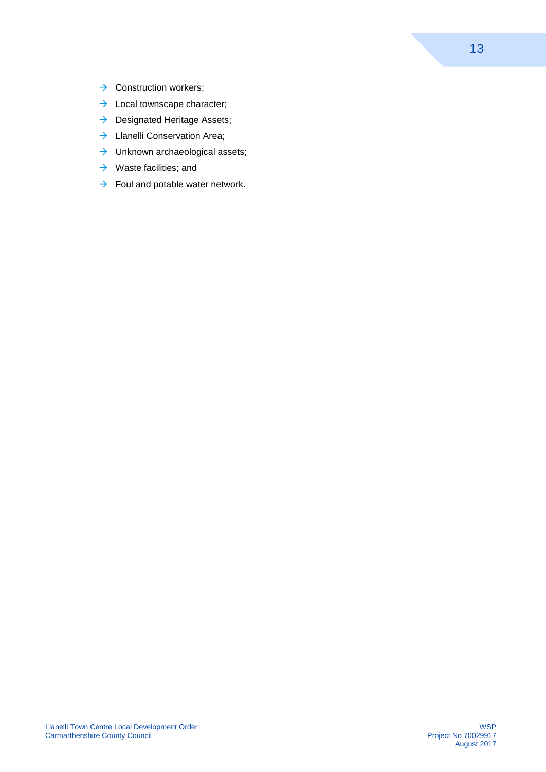- Construction workers;
- Local townscape character;
- Designated Heritage Assets;
- Llanelli Conservation Area;
- Unknown archaeological assets;
- Waste facilities; and
- Foul and potable water network.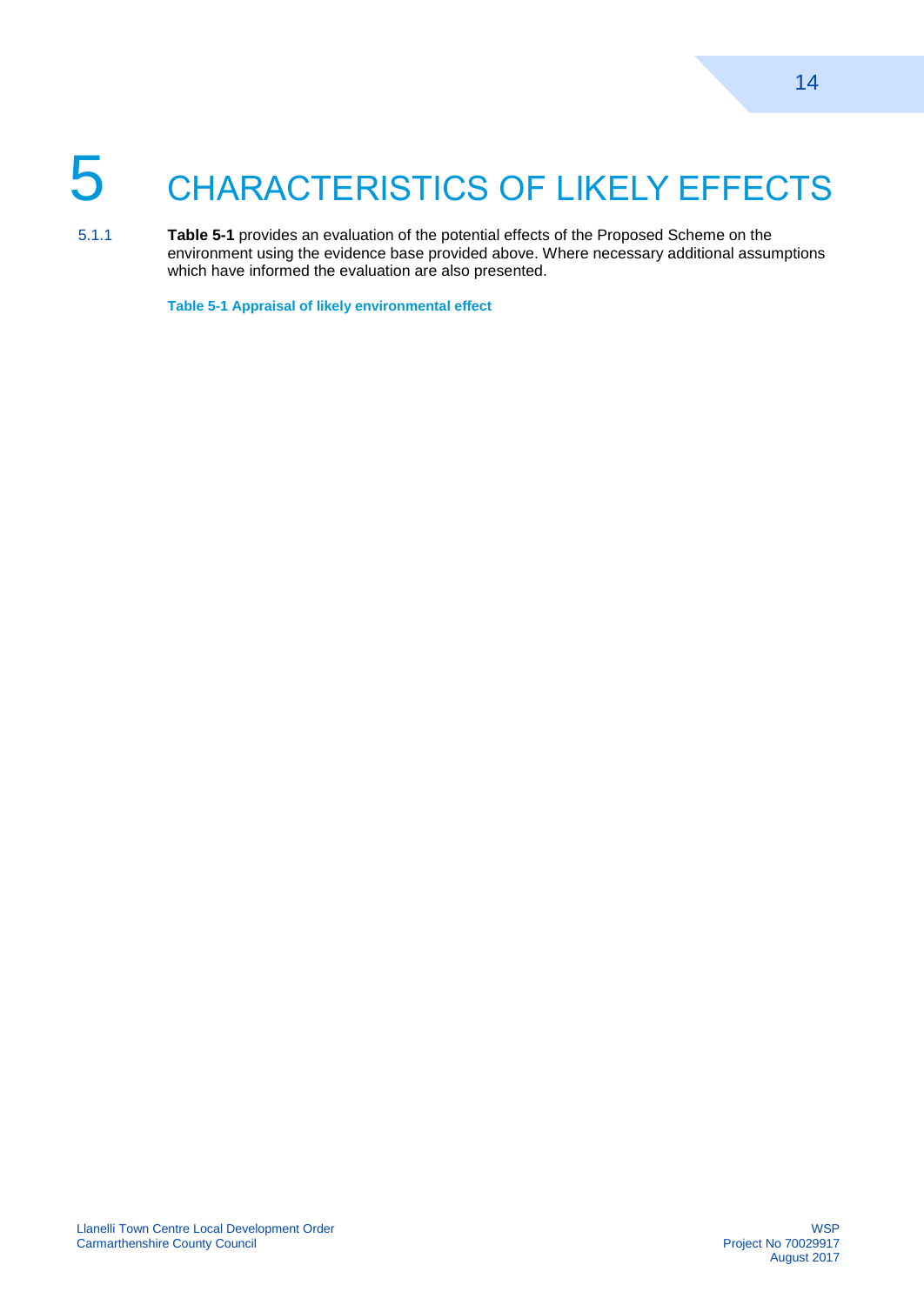# 5 CHARACTERISTICS OF LIKELY EFFECTS

5.1.1 **Table 5-1** provides an evaluation of the potential effects of the Proposed Scheme on the environment using the evidence base provided above. Where necessary additional assumptions which have informed the evaluation are also presented.

**Table 5-1 Appraisal of likely environmental effect**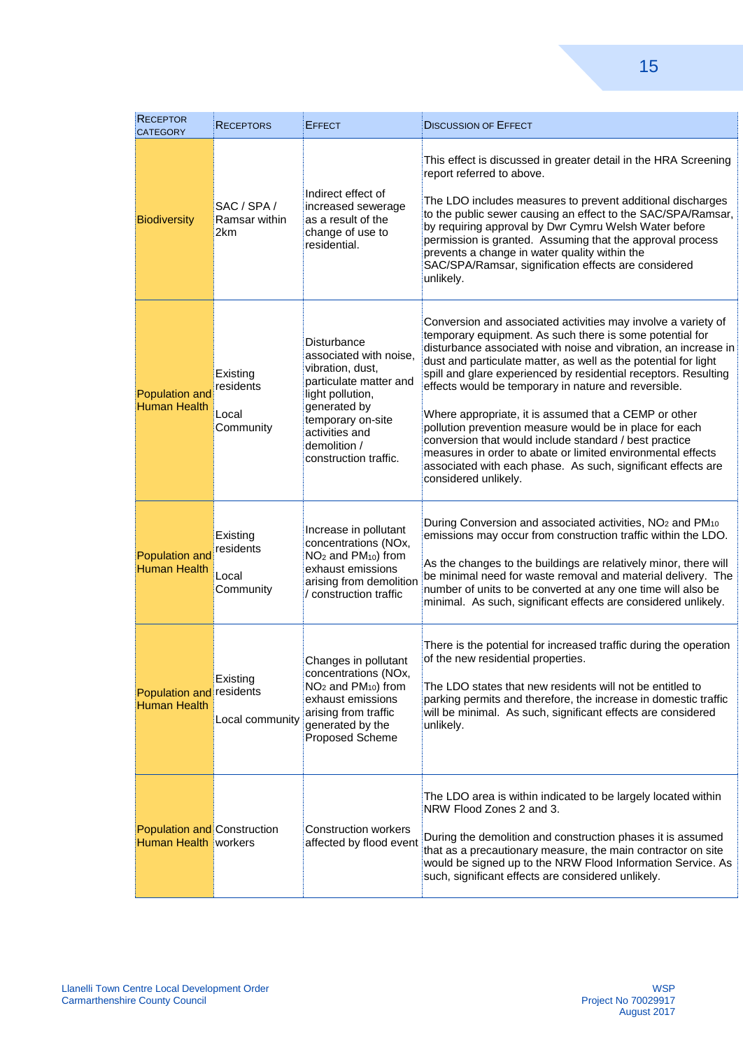| Receptor Category | Receptors | Effect | Discussion of Effect |
|---|---|---|---|
| Biodiversity | SAC / SPA / Ramsar within 2km | Indirect effect of increased sewerage as a result of the change of use to residential. | This effect is discussed in greater detail in the HRA Screening report referred to above.<br><br>The LDO includes measures to prevent additional discharges to the public sewer causing an effect to the SAC/SPA/Ramsar, by requiring approval by Dwr Cymru Welsh Water before permission is granted. Assuming that the approval process prevents a change in water quality within the SAC/SPA/Ramsar, signification effects are considered unlikely. |
| Population and Human Health | Existing residents<br><br>Local Community | Disturbance associated with noise, vibration, dust, particulate matter and light pollution, generated by temporary on-site activities and demolition / construction traffic. | Conversion and associated activities may involve a variety of temporary equipment. As such there is some potential for disturbance associated with noise and vibration, an increase in dust and particulate matter, as well as the potential for light spill and glare experienced by residential receptors. Resulting effects would be temporary in nature and reversible.<br><br>Where appropriate, it is assumed that a CEMP or other pollution prevention measure would be in place for each conversion that would include standard / best practice measures in order to abate or limited environmental effects associated with each phase. As such, significant effects are considered unlikely. |
| Population and Human Health | Existing residents<br><br>Local Community | Increase in pollutant concentrations (NOx, $NO_2$ and $PM_{10}$) from exhaust emissions arising from demolition / construction traffic | During Conversion and associated activities, $NO_2$ and $PM_{10}$ emissions may occur from construction traffic within the LDO.<br><br>As the changes to the buildings are relatively minor, there will be minimal need for waste removal and material delivery. The number of units to be converted at any one time will also be minimal. As such, significant effects are considered unlikely. |
| Population and Human Health | Existing residents<br><br>Local community | Changes in pollutant concentrations (NOx, $NO_2$ and $PM_{10}$) from exhaust emissions arising from traffic generated by the Proposed Scheme | There is the potential for increased traffic during the operation of the new residential properties.<br><br>The LDO states that new residents will not be entitled to parking permits and therefore, the increase in domestic traffic will be minimal. As such, significant effects are considered unlikely. |
| Population and Human Health | Construction workers | Construction workers affected by flood event | The LDO area is within indicated to be largely located within NRW Flood Zones 2 and 3.<br><br>During the demolition and construction phases it is assumed that as a precautionary measure, the main contractor on site would be signed up to the NRW Flood Information Service. As such, significant effects are considered unlikely. |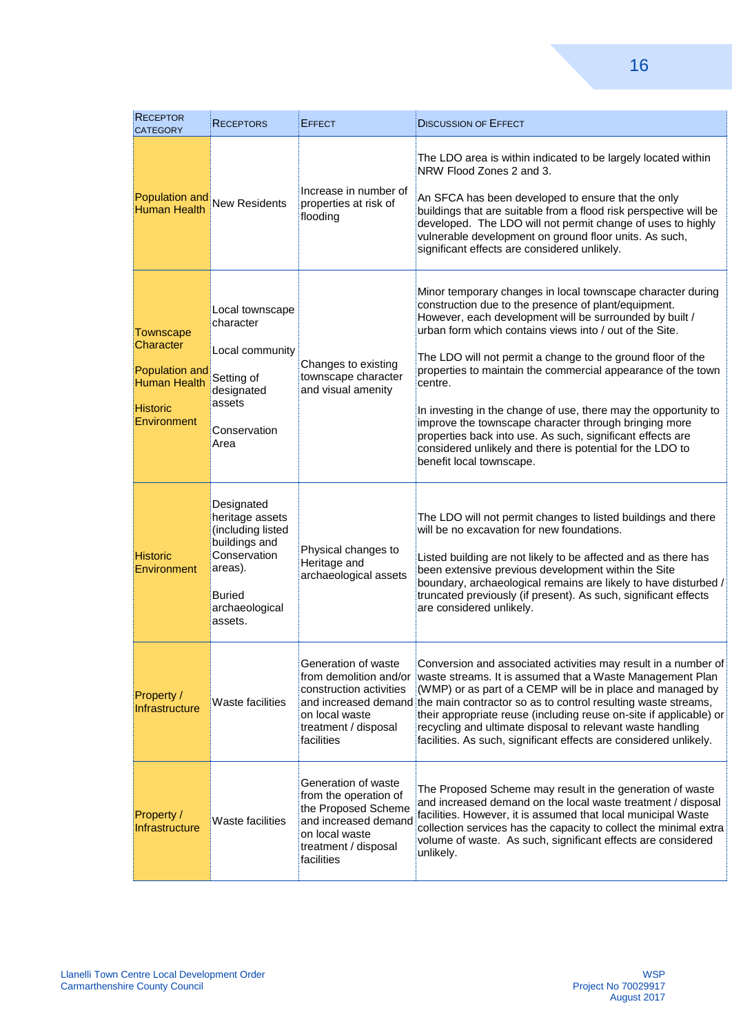| Receptor Category | Receptors | Effect | Discussion of Effect |
|---|---|---|---|
| Population and Human Health | New Residents | Increase in number of properties at risk of flooding | The LDO area is within indicated to be largely located within NRW Flood Zones 2 and 3.<br><br>An SFCA has been developed to ensure that the only buildings that are suitable from a flood risk perspective will be developed. The LDO will not permit change of uses to highly vulnerable development on ground floor units. As such, significant effects are considered unlikely. |
| Townscape Character<br><br>Population and Human Health<br><br>Historic Environment | Local townscape character<br><br>Local community<br><br>Setting of designated assets<br><br>Conservation Area | Changes to existing townscape character and visual amenity | Minor temporary changes in local townscape character during construction due to the presence of plant/equipment. However, each development will be surrounded by built / urban form which contains views into / out of the Site.<br><br>The LDO will not permit a change to the ground floor of the properties to maintain the commercial appearance of the town centre.<br><br>In investing in the change of use, there may the opportunity to improve the townscape character through bringing more properties back into use. As such, significant effects are considered unlikely and there is potential for the LDO to benefit local townscape. |
| Historic Environment | Designated heritage assets (including listed buildings and Conservation areas).<br><br>Buried archaeological assets. | Physical changes to Heritage and archaeological assets | The LDO will not permit changes to listed buildings and there will be no excavation for new foundations.<br><br>Listed building are not likely to be affected and as there has been extensive previous development within the Site boundary, archaeological remains are likely to have disturbed / truncated previously (if present). As such, significant effects are considered unlikely. |
| Property / Infrastructure | Waste facilities | Generation of waste from demolition and/or construction activities and increased demand on local waste treatment / disposal facilities | Conversion and associated activities may result in a number of waste streams. It is assumed that a Waste Management Plan (WMP) or as part of a CEMP will be in place and managed by the main contractor so as to control resulting waste streams, their appropriate reuse (including reuse on-site if applicable) or recycling and ultimate disposal to relevant waste handling facilities. As such, significant effects are considered unlikely. |
| Property / Infrastructure | Waste facilities | Generation of waste from the operation of the Proposed Scheme and increased demand on local waste treatment / disposal facilities | The Proposed Scheme may result in the generation of waste and increased demand on the local waste treatment / disposal facilities. However, it is assumed that local municipal Waste collection services has the capacity to collect the minimal extra volume of waste. As such, significant effects are considered unlikely. |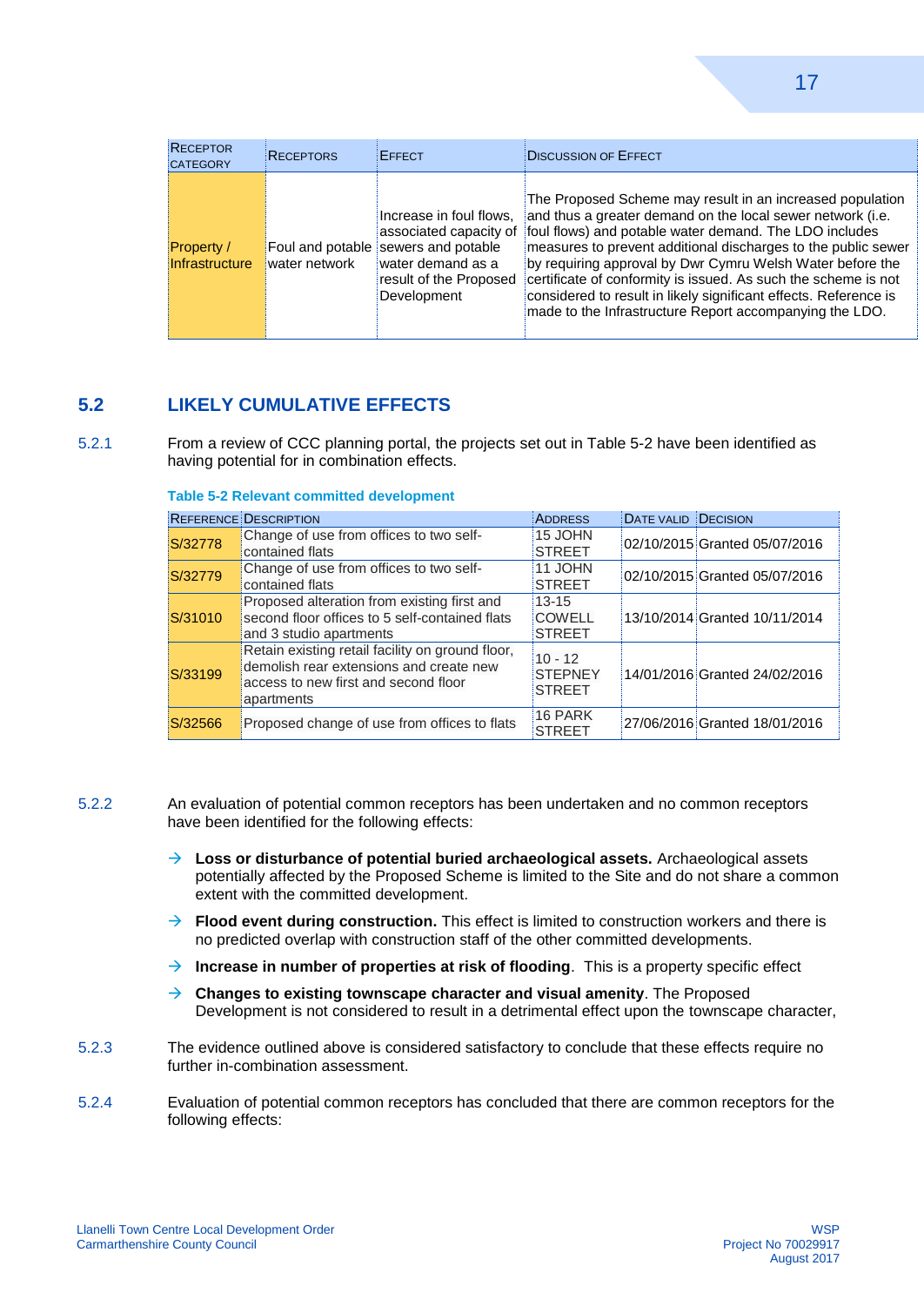| RECEPTOR CATEGORY | RECEPTORS | EFFECT | DISCUSSION OF EFFECT |
|---|---|---|---|
| Property / Infrastructure | Foul and potable water network | Increase in foul flows, associated capacity of sewers and potable water demand as a result of the Proposed Development | The Proposed Scheme may result in an increased population and thus a greater demand on the local sewer network (i.e. foul flows) and potable water demand. The LDO includes measures to prevent additional discharges to the public sewer by requiring approval by Dwr Cymru Welsh Water before the certificate of conformity is issued. As such the scheme is not considered to result in likely significant effects. Reference is made to the Infrastructure Report accompanying the LDO. |

## 5.2 LIKELY CUMULATIVE EFFECTS

5.2.1 From a review of CCC planning portal, the projects set out in Table 5-2 have been identified as having potential for in combination effects.

**Table 5-2 Relevant committed development**

| REFERENCE | DESCRIPTION | ADDRESS | DATE VALID | DECISION |
|---|---|---|---|---|
| S/32778 | Change of use from offices to two self-contained flats | 15 JOHN STREET | 02/10/2015 | Granted 05/07/2016 |
| S/32779 | Change of use from offices to two self-contained flats | 11 JOHN STREET | 02/10/2015 | Granted 05/07/2016 |
| S/31010 | Proposed alteration from existing first and second floor offices to 5 self-contained flats and 3 studio apartments | 13-15 COWELL STREET | 13/10/2014 | Granted 10/11/2014 |
| S/33199 | Retain existing retail facility on ground floor, demolish rear extensions and create new access to new first and second floor apartments | 10 - 12 STEPNEY STREET | 14/01/2016 | Granted 24/02/2016 |
| S/32566 | Proposed change of use from offices to flats | 16 PARK STREET | 27/06/2016 | Granted 18/01/2016 |

5.2.2 An evaluation of potential common receptors has been undertaken and no common receptors have been identified for the following effects:

- **Loss or disturbance of potential buried archaeological assets.** Archaeological assets potentially affected by the Proposed Scheme is limited to the Site and do not share a common extent with the committed development.
- **Flood event during construction.** This effect is limited to construction workers and there is no predicted overlap with construction staff of the other committed developments.
- **Increase in number of properties at risk of flooding**. This is a property specific effect
- **Changes to existing townscape character and visual amenity**. The Proposed Development is not considered to result in a detrimental effect upon the townscape character,

5.2.3 The evidence outlined above is considered satisfactory to conclude that these effects require no further in-combination assessment.

5.2.4 Evaluation of potential common receptors has concluded that there are common receptors for the following effects: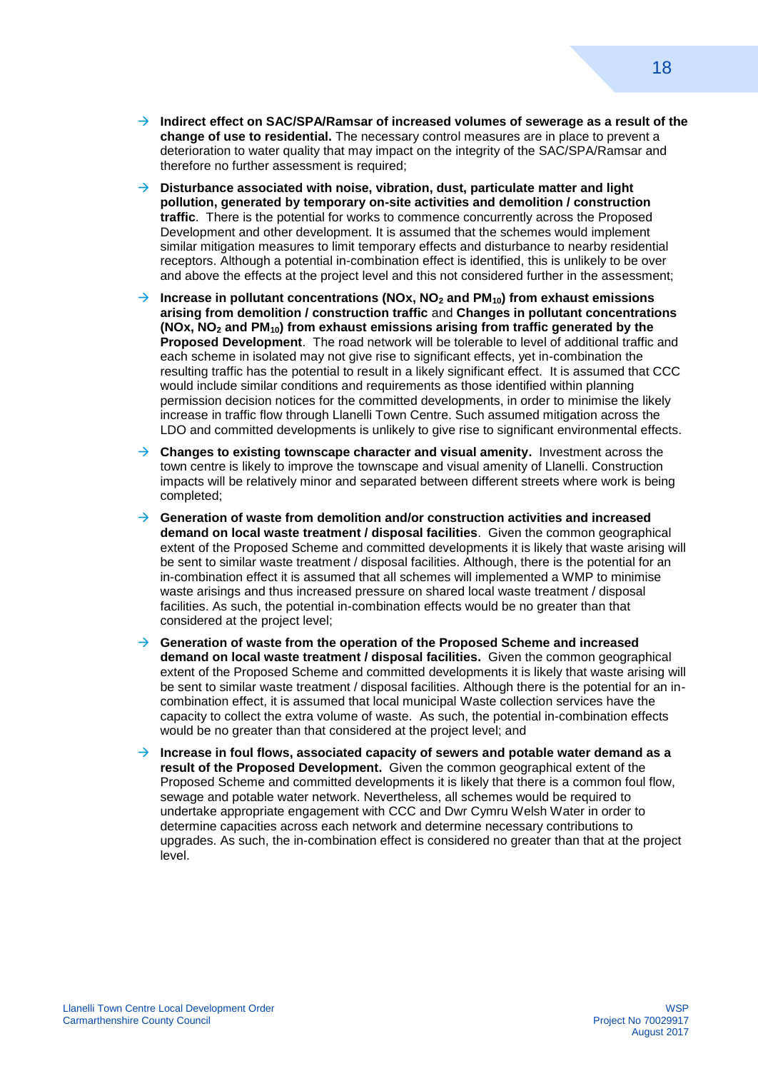- **Indirect effect on SAC/SPA/Ramsar of increased volumes of sewerage as a result of the change of use to residential.** The necessary control measures are in place to prevent a deterioration to water quality that may impact on the integrity of the SAC/SPA/Ramsar and therefore no further assessment is required;
- **Disturbance associated with noise, vibration, dust, particulate matter and light pollution, generated by temporary on-site activities and demolition / construction traffic**. There is the potential for works to commence concurrently across the Proposed Development and other development. It is assumed that the schemes would implement similar mitigation measures to limit temporary effects and disturbance to nearby residential receptors. Although a potential in-combination effect is identified, this is unlikely to be over and above the effects at the project level and this not considered further in the assessment;
- **Increase in pollutant concentrations (NOx, $NO_2$ and $PM_{10}$) from exhaust emissions arising from demolition / construction traffic** and **Changes in pollutant concentrations (NOx, $NO_2$ and $PM_{10}$) from exhaust emissions arising from traffic generated by the Proposed Development**. The road network will be tolerable to level of additional traffic and each scheme in isolated may not give rise to significant effects, yet in-combination the resulting traffic has the potential to result in a likely significant effect. It is assumed that CCC would include similar conditions and requirements as those identified within planning permission decision notices for the committed developments, in order to minimise the likely increase in traffic flow through Llanelli Town Centre. Such assumed mitigation across the LDO and committed developments is unlikely to give rise to significant environmental effects.
- **Changes to existing townscape character and visual amenity.** Investment across the town centre is likely to improve the townscape and visual amenity of Llanelli. Construction impacts will be relatively minor and separated between different streets where work is being completed;
- **Generation of waste from demolition and/or construction activities and increased demand on local waste treatment / disposal facilities**. Given the common geographical extent of the Proposed Scheme and committed developments it is likely that waste arising will be sent to similar waste treatment / disposal facilities. Although, there is the potential for an in-combination effect it is assumed that all schemes will implemented a WMP to minimise waste arisings and thus increased pressure on shared local waste treatment / disposal facilities. As such, the potential in-combination effects would be no greater than that considered at the project level;
- **Generation of waste from the operation of the Proposed Scheme and increased demand on local waste treatment / disposal facilities.** Given the common geographical extent of the Proposed Scheme and committed developments it is likely that waste arising will be sent to similar waste treatment / disposal facilities. Although there is the potential for an in-combination effect, it is assumed that local municipal Waste collection services have the capacity to collect the extra volume of waste. As such, the potential in-combination effects would be no greater than that considered at the project level; and
- **Increase in foul flows, associated capacity of sewers and potable water demand as a result of the Proposed Development.** Given the common geographical extent of the Proposed Scheme and committed developments it is likely that there is a common foul flow, sewage and potable water network. Nevertheless, all schemes would be required to undertake appropriate engagement with CCC and Dwr Cymru Welsh Water in order to determine capacities across each network and determine necessary contributions to upgrades. As such, the in-combination effect is considered no greater than that at the project level.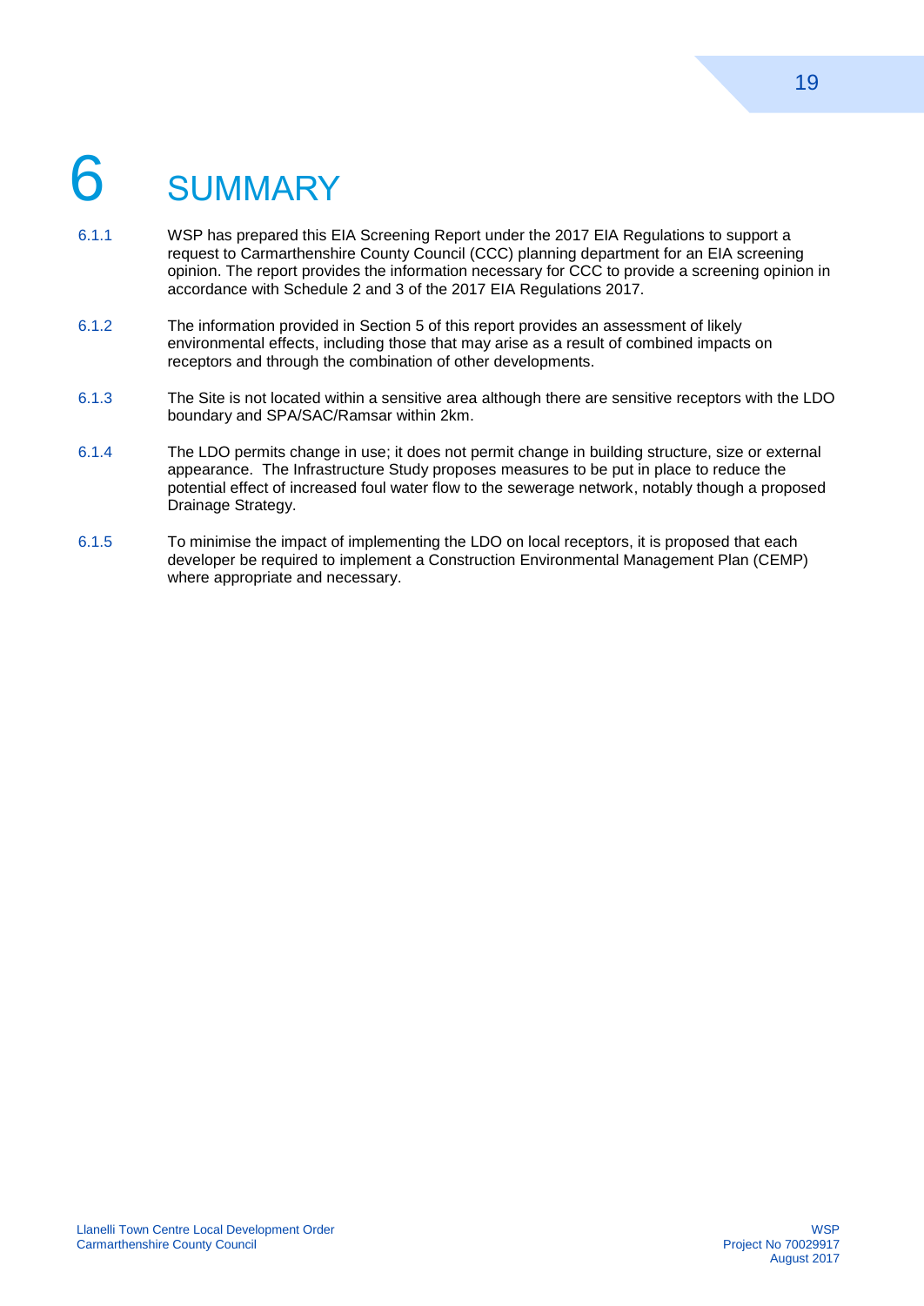# 6 SUMMARY

6.1.1 WSP has prepared this EIA Screening Report under the 2017 EIA Regulations to support a request to Carmarthenshire County Council (CCC) planning department for an EIA screening opinion. The report provides the information necessary for CCC to provide a screening opinion in accordance with Schedule 2 and 3 of the 2017 EIA Regulations 2017.

6.1.2 The information provided in Section 5 of this report provides an assessment of likely environmental effects, including those that may arise as a result of combined impacts on receptors and through the combination of other developments.

6.1.3 The Site is not located within a sensitive area although there are sensitive receptors with the LDO boundary and SPA/SAC/Ramsar within 2km.

6.1.4 The LDO permits change in use; it does not permit change in building structure, size or external appearance. The Infrastructure Study proposes measures to be put in place to reduce the potential effect of increased foul water flow to the sewerage network, notably though a proposed Drainage Strategy.

6.1.5 To minimise the impact of implementing the LDO on local receptors, it is proposed that each developer be required to implement a Construction Environmental Management Plan (CEMP) where appropriate and necessary.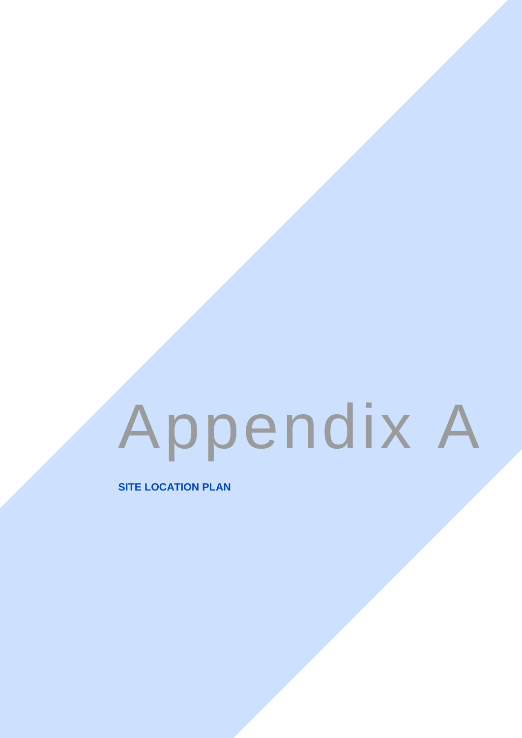# Appendix A

**SITE LOCATION PLAN**